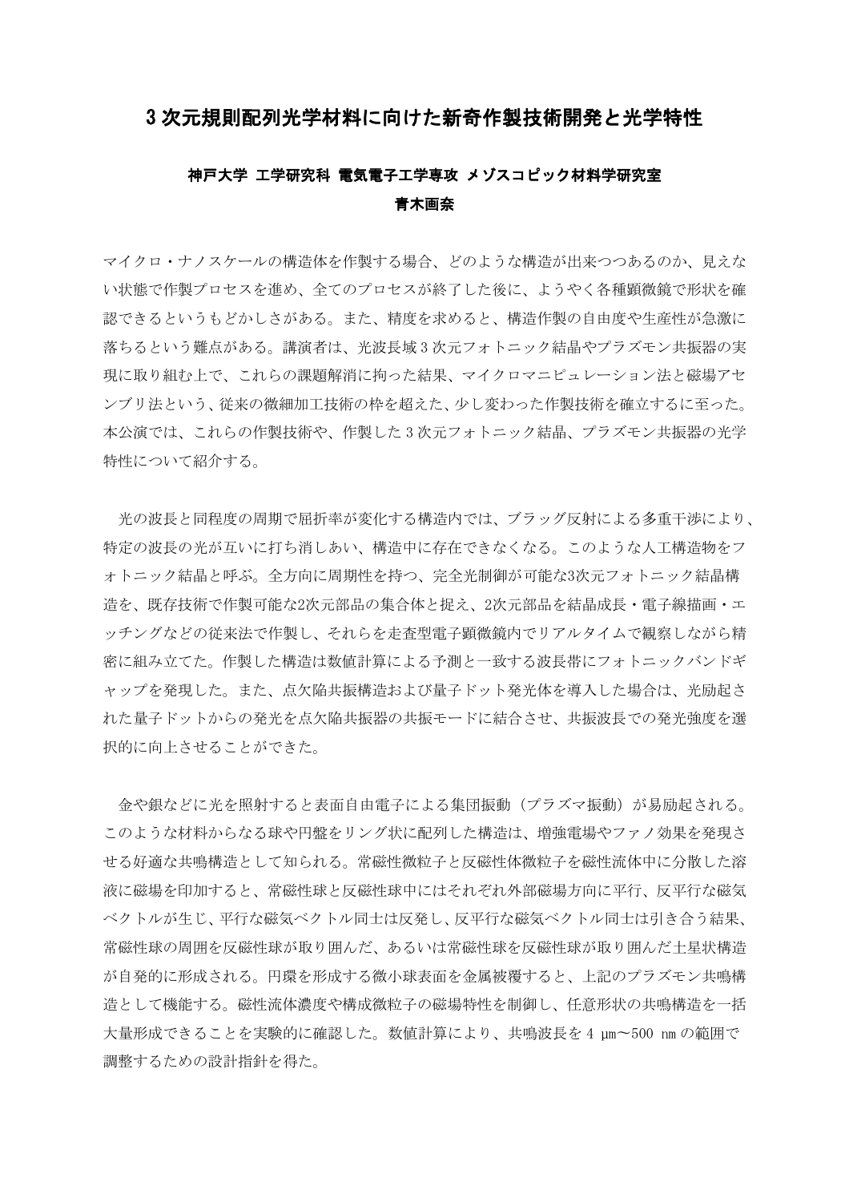# 3 次元規則配列光学材料に向けた新奇作製技術開発と光学特性

**神戸大学 工学研究科 電気電子工学専攻 メゾスコピック材料学研究室**

**青木画奈**

マイクロ・ナノスケールの構造体を作製する場合、どのような構造が出来つつあるのか、見えない状態で作製プロセスを進め、全てのプロセスが終了した後に、ようやく各種顕微鏡で形状を確認できるというもどかしさがある。また、精度を求めると、構造作製の自由度や生産性が急激に落ちるという難点がある。講演者は、光波長域 3 次元フォトニック結晶やプラズモン共振器の実現に取り組む上で、これらの課題解消に拘った結果、マイクロマニピュレーション法と磁場アセンブリ法という、従来の微細加工技術の枠を超えた、少し変わった作製技術を確立するに至った。本公演では、これらの作製技術や、作製した 3 次元フォトニック結晶、プラズモン共振器の光学特性について紹介する。

光の波長と同程度の周期で屈折率が変化する構造内では、ブラッグ反射による多重干渉により、特定の波長の光が互いに打ち消しあい、構造中に存在できなくなる。このような人工構造物をフォトニック結晶と呼ぶ。全方向に周期性を持つ、完全光制御が可能な3次元フォトニック結晶構造を、既存技術で作製可能な2次元部品の集合体と捉え、2次元部品を結晶成長・電子線描画・エッチングなどの従来法で作製し、それらを走査型電子顕微鏡内でリアルタイムで観察しながら精密に組み立てた。作製した構造は数値計算による予測と一致する波長帯にフォトニックバンドギャップを発現した。また、点欠陥共振構造および量子ドット発光体を導入した場合は、光励起された量子ドットからの発光を点欠陥共振器の共振モードに結合させ、共振波長での発光強度を選択的に向上させることができた。

金や銀などに光を照射すると表面自由電子による集団振動（プラズマ振動）が易励起される。このような材料からなる球や円盤をリング状に配列した構造は、増強電場やファノ効果を発現させる好適な共鳴構造として知られる。常磁性微粒子と反磁性体微粒子を磁性流体中に分散した溶液に磁場を印加すると、常磁性球と反磁性球中にはそれぞれ外部磁場方向に平行、反平行な磁気ベクトルが生じ、平行な磁気ベクトル同士は反発し、反平行な磁気ベクトル同士は引き合う結果、常磁性球の周囲を反磁性球が取り囲んだ、あるいは常磁性球を反磁性球が取り囲んだ土星状構造が自発的に形成される。円環を形成する微小球表面を金属被覆すると、上記のプラズモン共鳴構造として機能する。磁性流体濃度や構成微粒子の磁場特性を制御し、任意形状の共鳴構造を一括大量形成できることを実験的に確認した。数値計算により、共鳴波長を 4 μm～500 nm の範囲で調整するための設計指針を得た。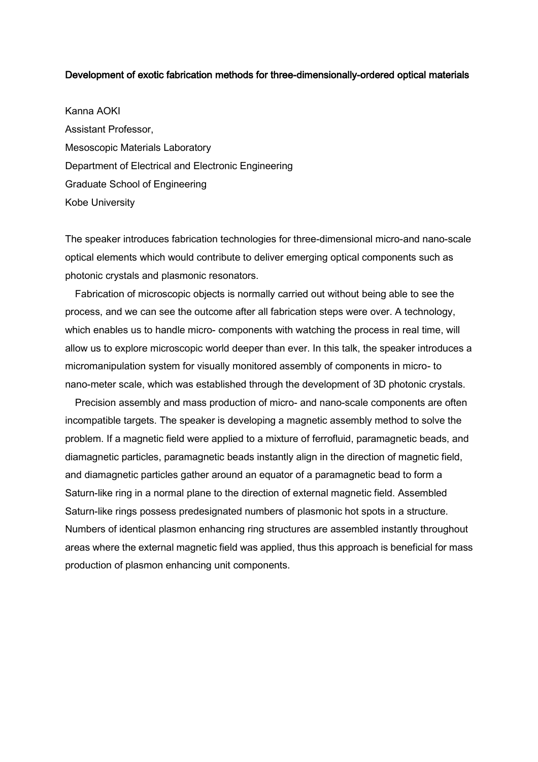# Development of exotic fabrication methods for three-dimensionally-ordered optical materials

Kanna AOKI
Assistant Professor,
Mesoscopic Materials Laboratory
Department of Electrical and Electronic Engineering
Graduate School of Engineering
Kobe University

The speaker introduces fabrication technologies for three-dimensional micro-and nano-scale optical elements which would contribute to deliver emerging optical components such as photonic crystals and plasmonic resonators.

Fabrication of microscopic objects is normally carried out without being able to see the process, and we can see the outcome after all fabrication steps were over. A technology, which enables us to handle micro- components with watching the process in real time, will allow us to explore microscopic world deeper than ever. In this talk, the speaker introduces a micromanipulation system for visually monitored assembly of components in micro- to nano-meter scale, which was established through the development of 3D photonic crystals.

Precision assembly and mass production of micro- and nano-scale components are often incompatible targets. The speaker is developing a magnetic assembly method to solve the problem. If a magnetic field were applied to a mixture of ferrofluid, paramagnetic beads, and diamagnetic particles, paramagnetic beads instantly align in the direction of magnetic field, and diamagnetic particles gather around an equator of a paramagnetic bead to form a Saturn-like ring in a normal plane to the direction of external magnetic field. Assembled Saturn-like rings possess predesignated numbers of plasmonic hot spots in a structure. Numbers of identical plasmon enhancing ring structures are assembled instantly throughout areas where the external magnetic field was applied, thus this approach is beneficial for mass production of plasmon enhancing unit components.